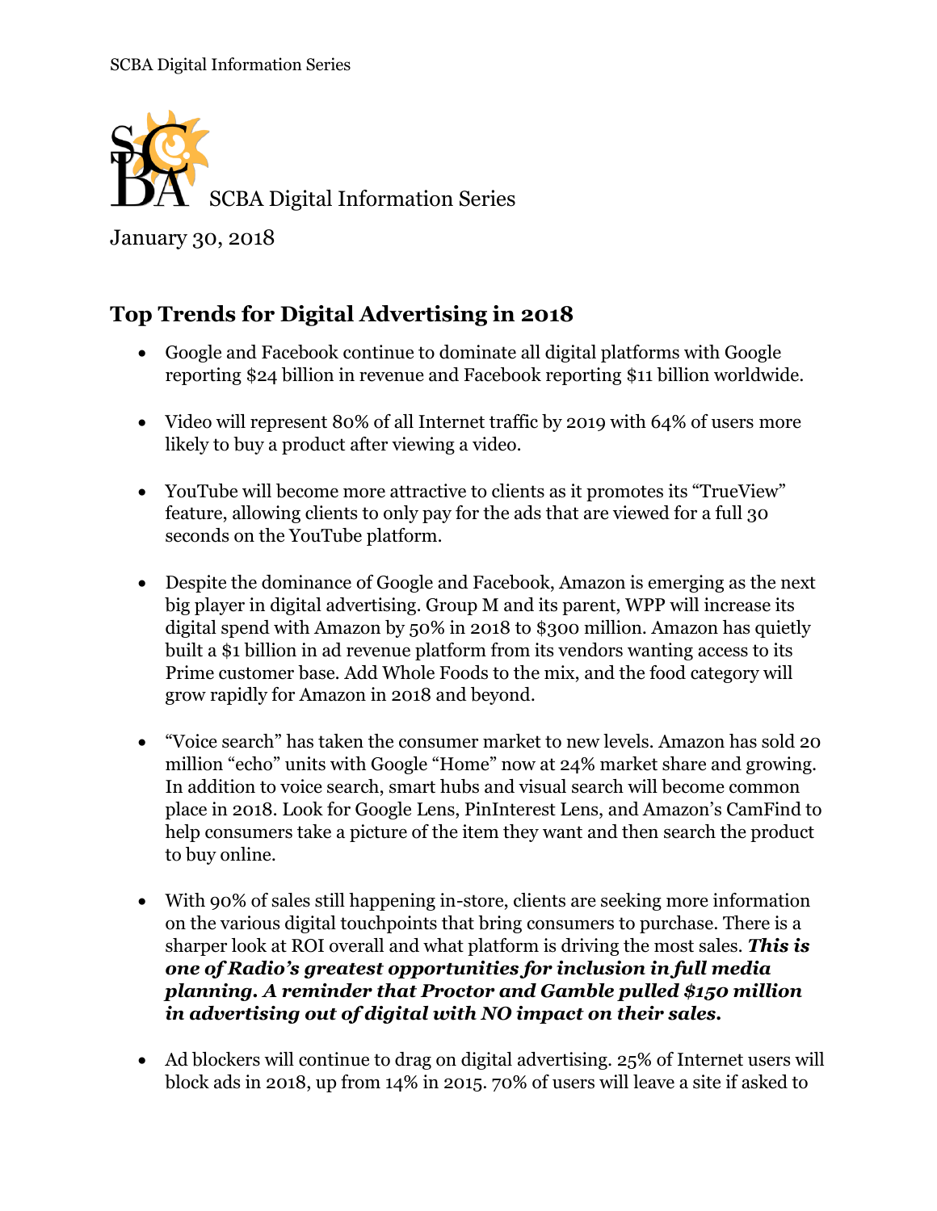SCBA Digital Information Series

January 30, 2018

## Top Trends for Digital Advertising in 2018

- Google and Facebook continue to dominate all digital platforms with Google reporting $24 billion in revenue and Facebook reporting $11 billion worldwide.

- Video will represent 80% of all Internet traffic by 2019 with 64% of users more likely to buy a product after viewing a video.

- YouTube will become more attractive to clients as it promotes its "TrueView" feature, allowing clients to only pay for the ads that are viewed for a full 30 seconds on the YouTube platform.

- Despite the dominance of Google and Facebook, Amazon is emerging as the next big player in digital advertising. Group M and its parent, WPP will increase its digital spend with Amazon by 50% in 2018 to $300 million. Amazon has quietly built a $1 billion in ad revenue platform from its vendors wanting access to its Prime customer base. Add Whole Foods to the mix, and the food category will grow rapidly for Amazon in 2018 and beyond.

- "Voice search" has taken the consumer market to new levels. Amazon has sold 20 million "echo" units with Google "Home" now at 24% market share and growing. In addition to voice search, smart hubs and visual search will become common place in 2018. Look for Google Lens, PinInterest Lens, and Amazon's CamFind to help consumers take a picture of the item they want and then search the product to buy online.

- With 90% of sales still happening in-store, clients are seeking more information on the various digital touchpoints that bring consumers to purchase. There is a sharper look at ROI overall and what platform is driving the most sales. ***This is one of Radio's greatest opportunities for inclusion in full media planning. A reminder that Proctor and Gamble pulled $150 million in advertising out of digital with NO impact on their sales.***

- Ad blockers will continue to drag on digital advertising. 25% of Internet users will block ads in 2018, up from 14% in 2015. 70% of users will leave a site if asked to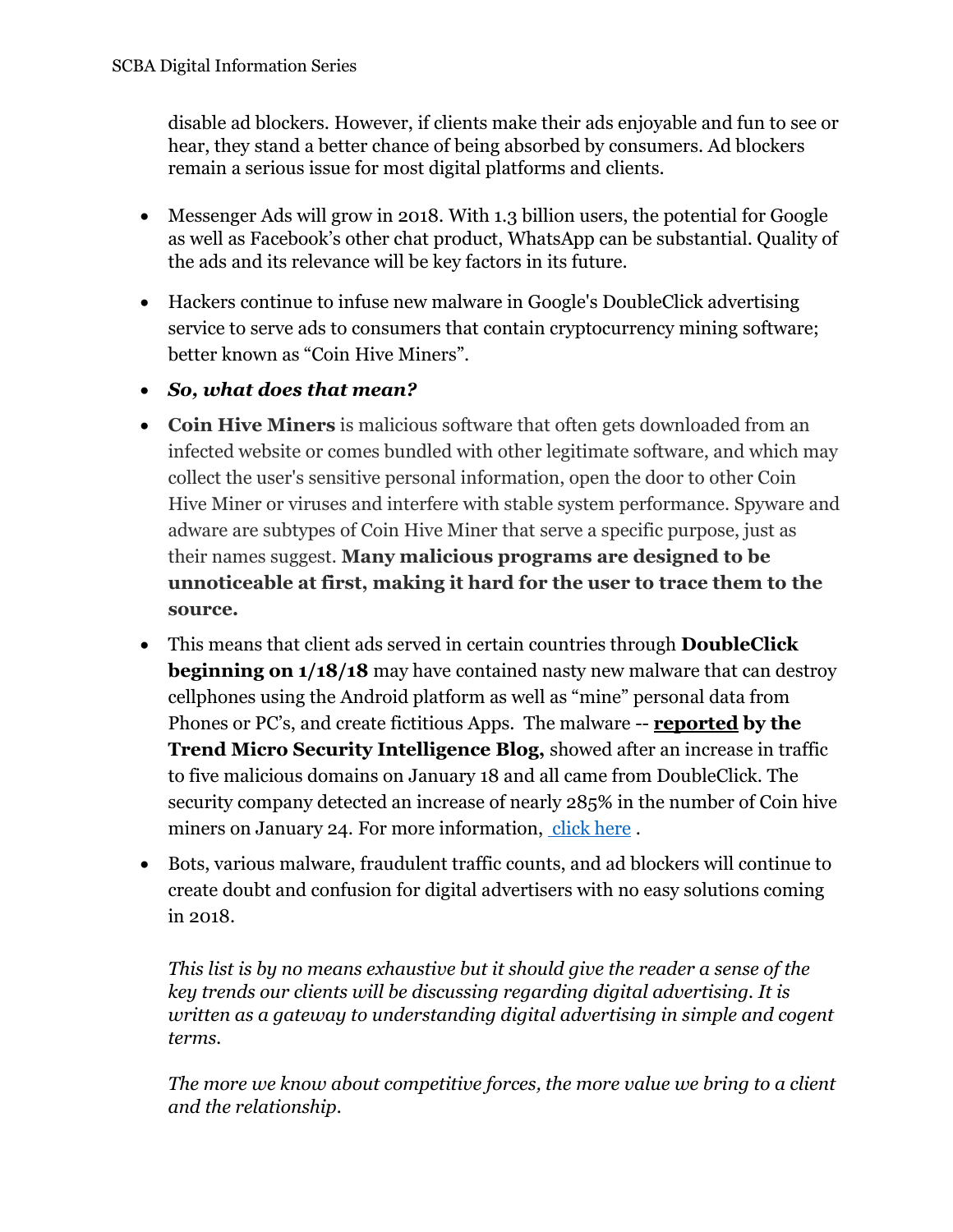disable ad blockers. However, if clients make their ads enjoyable and fun to see or hear, they stand a better chance of being absorbed by consumers. Ad blockers remain a serious issue for most digital platforms and clients.

- Messenger Ads will grow in 2018. With 1.3 billion users, the potential for Google as well as Facebook's other chat product, WhatsApp can be substantial. Quality of the ads and its relevance will be key factors in its future.
- Hackers continue to infuse new malware in Google's DoubleClick advertising service to serve ads to consumers that contain cryptocurrency mining software; better known as "Coin Hive Miners".
- ***So, what does that mean?***
- **Coin Hive Miners** is malicious software that often gets downloaded from an infected website or comes bundled with other legitimate software, and which may collect the user's sensitive personal information, open the door to other Coin Hive Miner or viruses and interfere with stable system performance. Spyware and adware are subtypes of Coin Hive Miner that serve a specific purpose, just as their names suggest. **Many malicious programs are designed to be unnoticeable at first, making it hard for the user to trace them to the source.**
- This means that client ads served in certain countries through **DoubleClick beginning on 1/18/18** may have contained nasty new malware that can destroy cellphones using the Android platform as well as "mine" personal data from Phones or PC's, and create fictitious Apps. The malware -- **reported by the Trend Micro Security Intelligence Blog,** showed after an increase in traffic to five malicious domains on January 18 and all came from DoubleClick. The security company detected an increase of nearly 285% in the number of Coin hive miners on January 24. For more information, click here .
- Bots, various malware, fraudulent traffic counts, and ad blockers will continue to create doubt and confusion for digital advertisers with no easy solutions coming in 2018.

*This list is by no means exhaustive but it should give the reader a sense of the key trends our clients will be discussing regarding digital advertising. It is written as a gateway to understanding digital advertising in simple and cogent terms.*

*The more we know about competitive forces, the more value we bring to a client and the relationship.*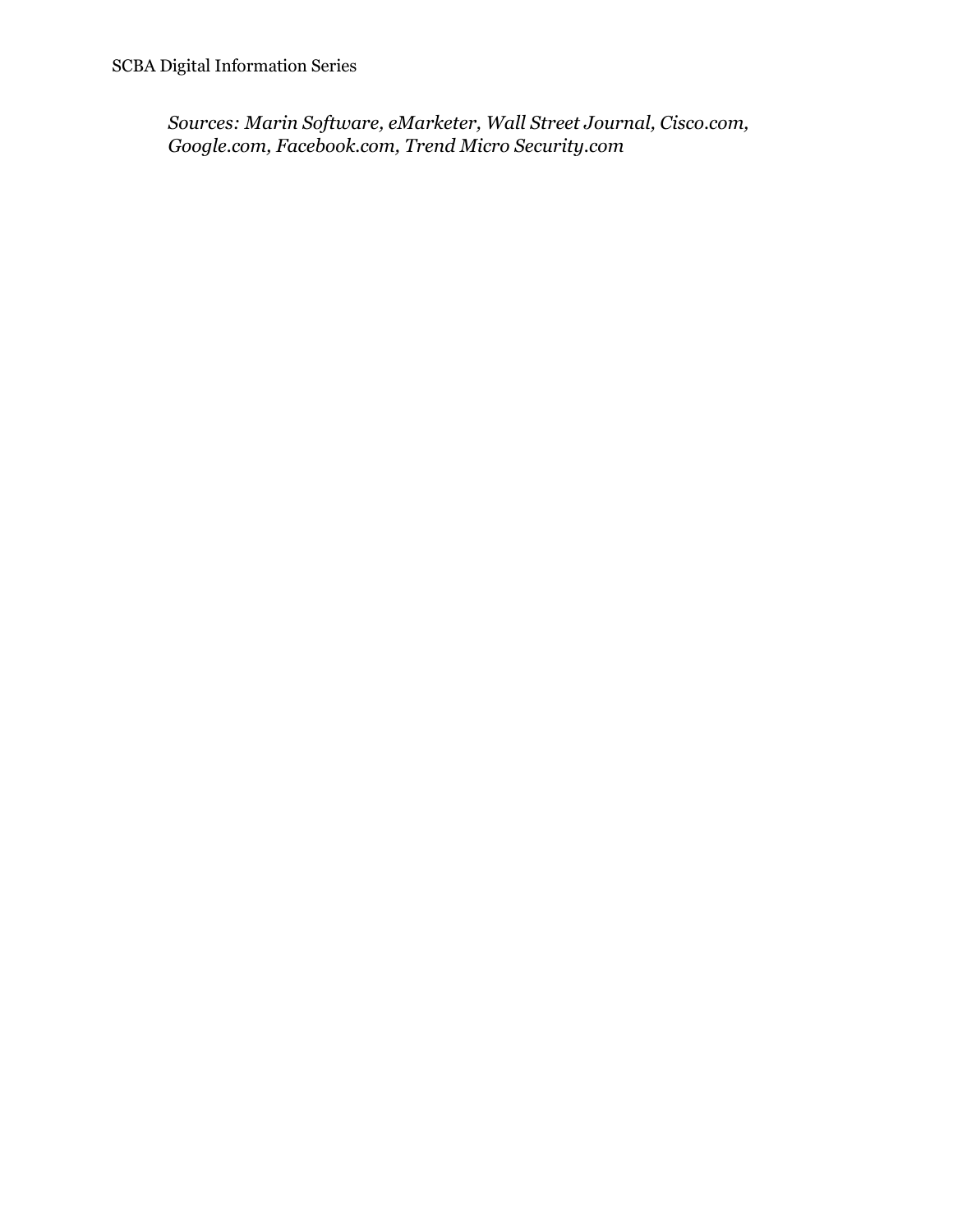*Sources: Marin Software, eMarketer, Wall Street Journal, Cisco.com, Google.com, Facebook.com, Trend Micro Security.com*